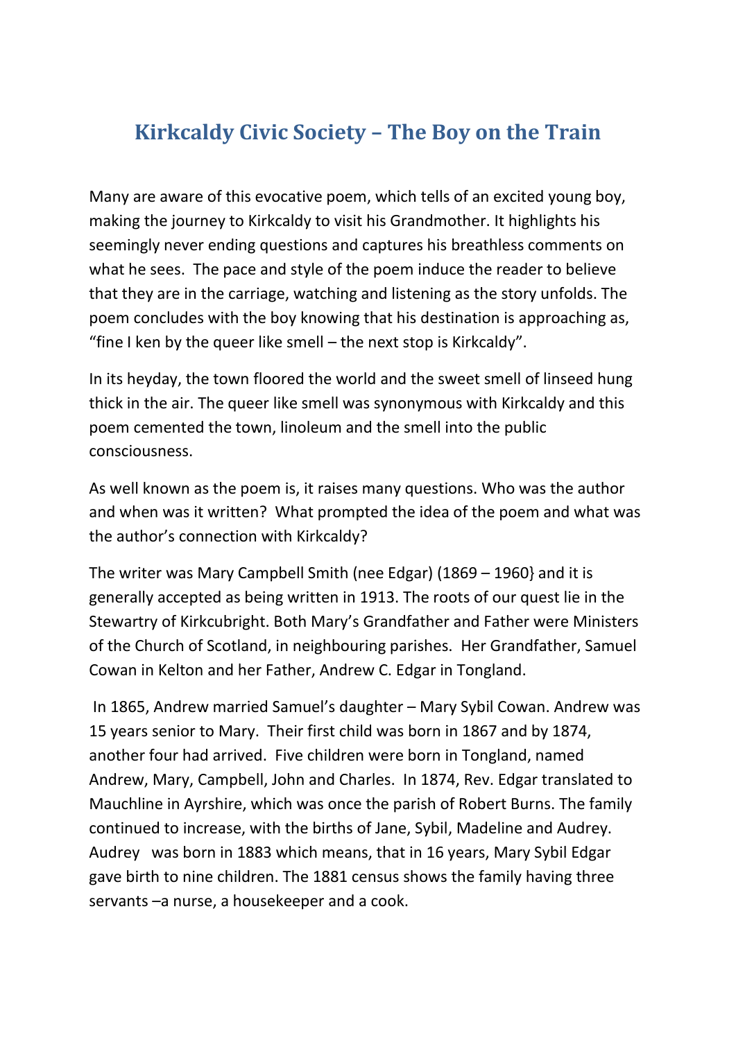# Kirkcaldy Civic Society – The Boy on the Train

Many are aware of this evocative poem, which tells of an excited young boy, making the journey to Kirkcaldy to visit his Grandmother. It highlights his seemingly never ending questions and captures his breathless comments on what he sees. The pace and style of the poem induce the reader to believe that they are in the carriage, watching and listening as the story unfolds. The poem concludes with the boy knowing that his destination is approaching as, "fine I ken by the queer like smell – the next stop is Kirkcaldy".

In its heyday, the town floored the world and the sweet smell of linseed hung thick in the air. The queer like smell was synonymous with Kirkcaldy and this poem cemented the town, linoleum and the smell into the public consciousness.

As well known as the poem is, it raises many questions. Who was the author and when was it written? What prompted the idea of the poem and what was the author's connection with Kirkcaldy?

The writer was Mary Campbell Smith (nee Edgar) (1869 – 1960} and it is generally accepted as being written in 1913. The roots of our quest lie in the Stewartry of Kirkcubright. Both Mary's Grandfather and Father were Ministers of the Church of Scotland, in neighbouring parishes. Her Grandfather, Samuel Cowan in Kelton and her Father, Andrew C. Edgar in Tongland.

In 1865, Andrew married Samuel's daughter – Mary Sybil Cowan. Andrew was 15 years senior to Mary. Their first child was born in 1867 and by 1874, another four had arrived. Five children were born in Tongland, named Andrew, Mary, Campbell, John and Charles. In 1874, Rev. Edgar translated to Mauchline in Ayrshire, which was once the parish of Robert Burns. The family continued to increase, with the births of Jane, Sybil, Madeline and Audrey. Audrey was born in 1883 which means, that in 16 years, Mary Sybil Edgar gave birth to nine children. The 1881 census shows the family having three servants –a nurse, a housekeeper and a cook.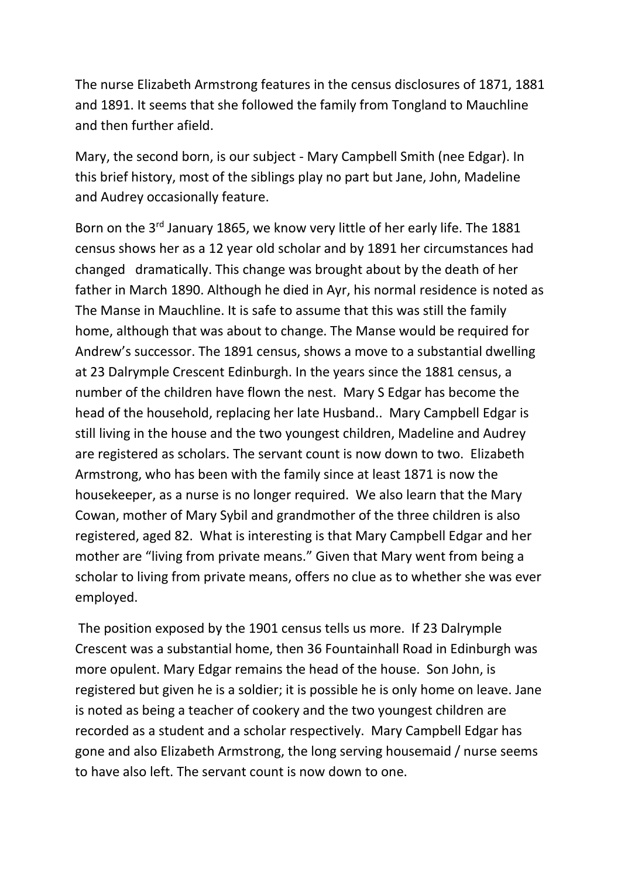The nurse Elizabeth Armstrong features in the census disclosures of 1871, 1881 and 1891. It seems that she followed the family from Tongland to Mauchline and then further afield.

Mary, the second born, is our subject - Mary Campbell Smith (nee Edgar). In this brief history, most of the siblings play no part but Jane, John, Madeline and Audrey occasionally feature.

Born on the 3rd January 1865, we know very little of her early life. The 1881 census shows her as a 12 year old scholar and by 1891 her circumstances had changed dramatically. This change was brought about by the death of her father in March 1890. Although he died in Ayr, his normal residence is noted as The Manse in Mauchline. It is safe to assume that this was still the family home, although that was about to change. The Manse would be required for Andrew's successor. The 1891 census, shows a move to a substantial dwelling at 23 Dalrymple Crescent Edinburgh. In the years since the 1881 census, a number of the children have flown the nest. Mary S Edgar has become the head of the household, replacing her late Husband.. Mary Campbell Edgar is still living in the house and the two youngest children, Madeline and Audrey are registered as scholars. The servant count is now down to two. Elizabeth Armstrong, who has been with the family since at least 1871 is now the housekeeper, as a nurse is no longer required. We also learn that the Mary Cowan, mother of Mary Sybil and grandmother of the three children is also registered, aged 82. What is interesting is that Mary Campbell Edgar and her mother are "living from private means." Given that Mary went from being a scholar to living from private means, offers no clue as to whether she was ever employed.

The position exposed by the 1901 census tells us more. If 23 Dalrymple Crescent was a substantial home, then 36 Fountainhall Road in Edinburgh was more opulent. Mary Edgar remains the head of the house. Son John, is registered but given he is a soldier; it is possible he is only home on leave. Jane is noted as being a teacher of cookery and the two youngest children are recorded as a student and a scholar respectively. Mary Campbell Edgar has gone and also Elizabeth Armstrong, the long serving housemaid / nurse seems to have also left. The servant count is now down to one.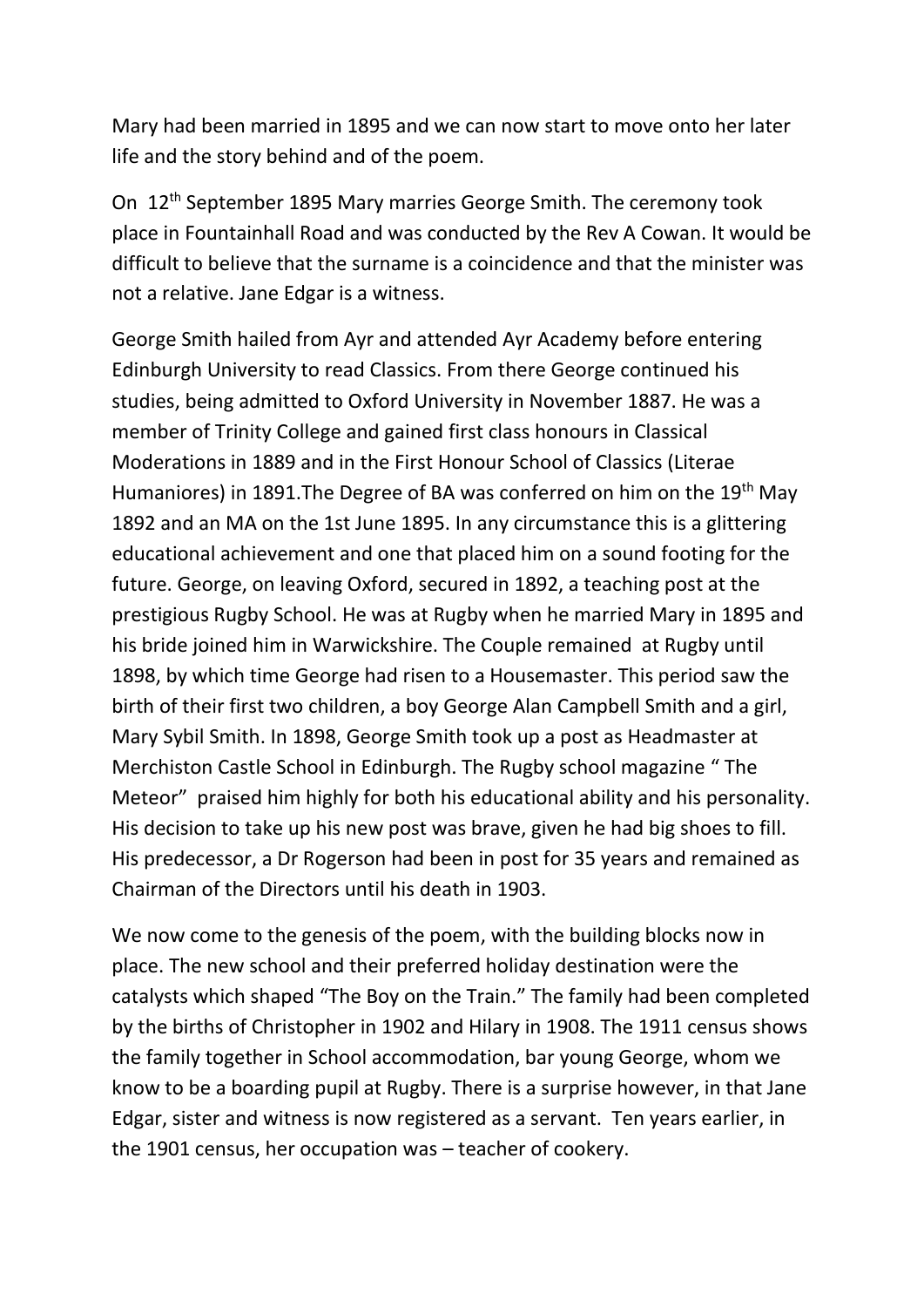Mary had been married in 1895 and we can now start to move onto her later life and the story behind and of the poem.

On 12th September 1895 Mary marries George Smith. The ceremony took place in Fountainhall Road and was conducted by the Rev A Cowan. It would be difficult to believe that the surname is a coincidence and that the minister was not a relative. Jane Edgar is a witness.

George Smith hailed from Ayr and attended Ayr Academy before entering Edinburgh University to read Classics. From there George continued his studies, being admitted to Oxford University in November 1887. He was a member of Trinity College and gained first class honours in Classical Moderations in 1889 and in the First Honour School of Classics (Literae Humaniores) in 1891.The Degree of BA was conferred on him on the 19th May 1892 and an MA on the 1st June 1895. In any circumstance this is a glittering educational achievement and one that placed him on a sound footing for the future. George, on leaving Oxford, secured in 1892, a teaching post at the prestigious Rugby School. He was at Rugby when he married Mary in 1895 and his bride joined him in Warwickshire. The Couple remained at Rugby until 1898, by which time George had risen to a Housemaster. This period saw the birth of their first two children, a boy George Alan Campbell Smith and a girl, Mary Sybil Smith. In 1898, George Smith took up a post as Headmaster at Merchiston Castle School in Edinburgh. The Rugby school magazine " The Meteor" praised him highly for both his educational ability and his personality. His decision to take up his new post was brave, given he had big shoes to fill. His predecessor, a Dr Rogerson had been in post for 35 years and remained as Chairman of the Directors until his death in 1903.

We now come to the genesis of the poem, with the building blocks now in place. The new school and their preferred holiday destination were the catalysts which shaped "The Boy on the Train." The family had been completed by the births of Christopher in 1902 and Hilary in 1908. The 1911 census shows the family together in School accommodation, bar young George, whom we know to be a boarding pupil at Rugby. There is a surprise however, in that Jane Edgar, sister and witness is now registered as a servant. Ten years earlier, in the 1901 census, her occupation was – teacher of cookery.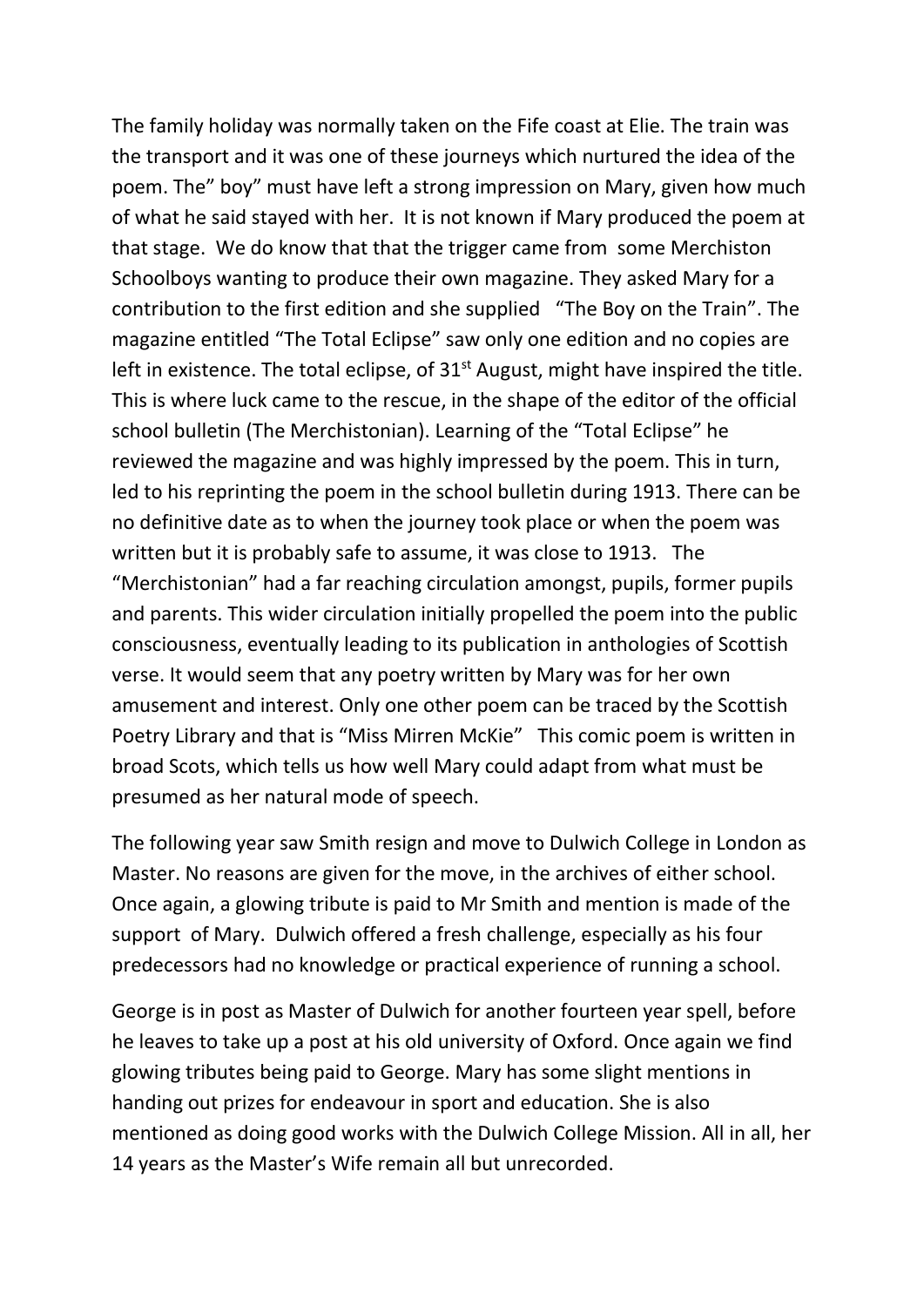The family holiday was normally taken on the Fife coast at Elie. The train was the transport and it was one of these journeys which nurtured the idea of the poem. The" boy" must have left a strong impression on Mary, given how much of what he said stayed with her. It is not known if Mary produced the poem at that stage. We do know that that the trigger came from some Merchiston Schoolboys wanting to produce their own magazine. They asked Mary for a contribution to the first edition and she supplied "The Boy on the Train". The magazine entitled "The Total Eclipse" saw only one edition and no copies are left in existence. The total eclipse, of 31st August, might have inspired the title. This is where luck came to the rescue, in the shape of the editor of the official school bulletin (The Merchistonian). Learning of the "Total Eclipse" he reviewed the magazine and was highly impressed by the poem. This in turn, led to his reprinting the poem in the school bulletin during 1913. There can be no definitive date as to when the journey took place or when the poem was written but it is probably safe to assume, it was close to 1913. The "Merchistonian" had a far reaching circulation amongst, pupils, former pupils and parents. This wider circulation initially propelled the poem into the public consciousness, eventually leading to its publication in anthologies of Scottish verse. It would seem that any poetry written by Mary was for her own amusement and interest. Only one other poem can be traced by the Scottish Poetry Library and that is "Miss Mirren McKie" This comic poem is written in broad Scots, which tells us how well Mary could adapt from what must be presumed as her natural mode of speech.

The following year saw Smith resign and move to Dulwich College in London as Master. No reasons are given for the move, in the archives of either school. Once again, a glowing tribute is paid to Mr Smith and mention is made of the support of Mary. Dulwich offered a fresh challenge, especially as his four predecessors had no knowledge or practical experience of running a school.

George is in post as Master of Dulwich for another fourteen year spell, before he leaves to take up a post at his old university of Oxford. Once again we find glowing tributes being paid to George. Mary has some slight mentions in handing out prizes for endeavour in sport and education. She is also mentioned as doing good works with the Dulwich College Mission. All in all, her 14 years as the Master's Wife remain all but unrecorded.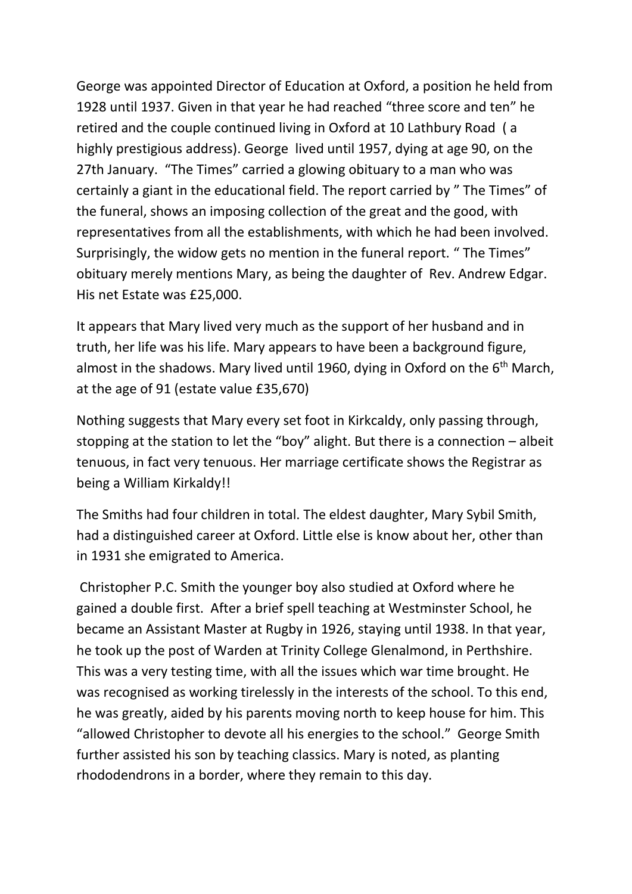George was appointed Director of Education at Oxford, a position he held from 1928 until 1937. Given in that year he had reached "three score and ten" he retired and the couple continued living in Oxford at 10 Lathbury Road ( a highly prestigious address). George lived until 1957, dying at age 90, on the 27th January. "The Times" carried a glowing obituary to a man who was certainly a giant in the educational field. The report carried by " The Times" of the funeral, shows an imposing collection of the great and the good, with representatives from all the establishments, with which he had been involved. Surprisingly, the widow gets no mention in the funeral report. " The Times" obituary merely mentions Mary, as being the daughter of Rev. Andrew Edgar. His net Estate was £25,000.

It appears that Mary lived very much as the support of her husband and in truth, her life was his life. Mary appears to have been a background figure, almost in the shadows. Mary lived until 1960, dying in Oxford on the 6th March, at the age of 91 (estate value £35,670)

Nothing suggests that Mary every set foot in Kirkcaldy, only passing through, stopping at the station to let the "boy" alight. But there is a connection – albeit tenuous, in fact very tenuous. Her marriage certificate shows the Registrar as being a William Kirkaldy!!

The Smiths had four children in total. The eldest daughter, Mary Sybil Smith, had a distinguished career at Oxford. Little else is know about her, other than in 1931 she emigrated to America.

Christopher P.C. Smith the younger boy also studied at Oxford where he gained a double first. After a brief spell teaching at Westminster School, he became an Assistant Master at Rugby in 1926, staying until 1938. In that year, he took up the post of Warden at Trinity College Glenalmond, in Perthshire. This was a very testing time, with all the issues which war time brought. He was recognised as working tirelessly in the interests of the school. To this end, he was greatly, aided by his parents moving north to keep house for him. This "allowed Christopher to devote all his energies to the school." George Smith further assisted his son by teaching classics. Mary is noted, as planting rhododendrons in a border, where they remain to this day.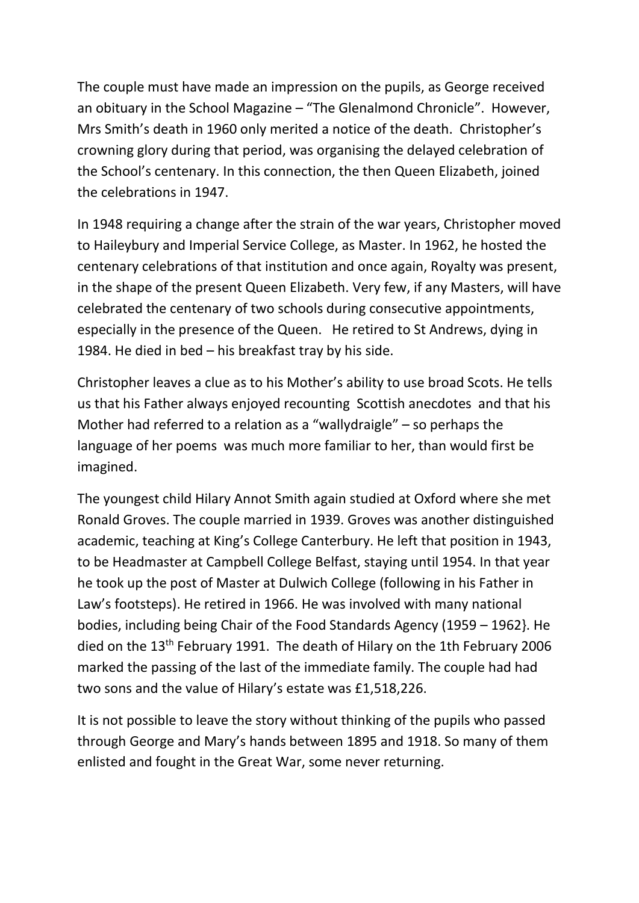The couple must have made an impression on the pupils, as George received an obituary in the School Magazine – "The Glenalmond Chronicle". However, Mrs Smith's death in 1960 only merited a notice of the death. Christopher's crowning glory during that period, was organising the delayed celebration of the School's centenary. In this connection, the then Queen Elizabeth, joined the celebrations in 1947.

In 1948 requiring a change after the strain of the war years, Christopher moved to Haileybury and Imperial Service College, as Master. In 1962, he hosted the centenary celebrations of that institution and once again, Royalty was present, in the shape of the present Queen Elizabeth. Very few, if any Masters, will have celebrated the centenary of two schools during consecutive appointments, especially in the presence of the Queen. He retired to St Andrews, dying in 1984. He died in bed – his breakfast tray by his side.

Christopher leaves a clue as to his Mother's ability to use broad Scots. He tells us that his Father always enjoyed recounting Scottish anecdotes and that his Mother had referred to a relation as a "wallydraigle" – so perhaps the language of her poems was much more familiar to her, than would first be imagined.

The youngest child Hilary Annot Smith again studied at Oxford where she met Ronald Groves. The couple married in 1939. Groves was another distinguished academic, teaching at King's College Canterbury. He left that position in 1943, to be Headmaster at Campbell College Belfast, staying until 1954. In that year he took up the post of Master at Dulwich College (following in his Father in Law's footsteps). He retired in 1966. He was involved with many national bodies, including being Chair of the Food Standards Agency (1959 – 1962}. He died on the 13th February 1991. The death of Hilary on the 1th February 2006 marked the passing of the last of the immediate family. The couple had had two sons and the value of Hilary's estate was £1,518,226.

It is not possible to leave the story without thinking of the pupils who passed through George and Mary's hands between 1895 and 1918. So many of them enlisted and fought in the Great War, some never returning.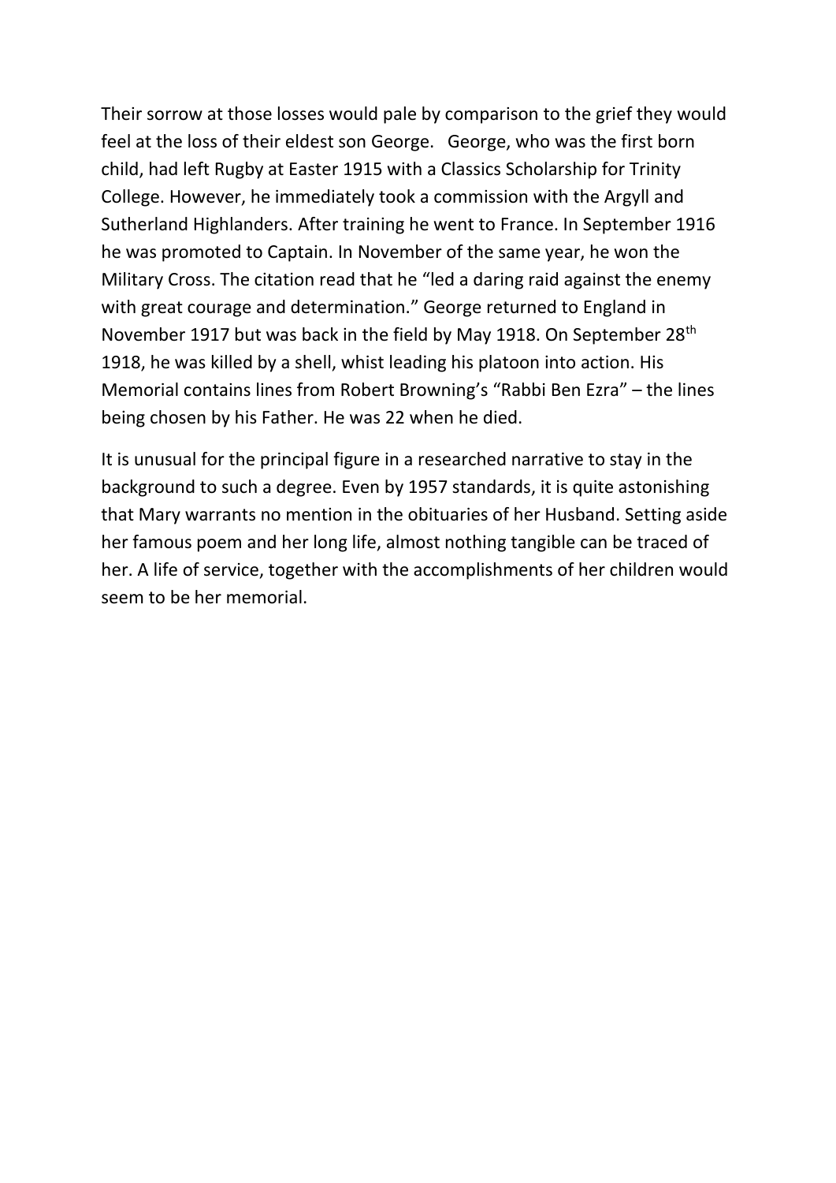Their sorrow at those losses would pale by comparison to the grief they would feel at the loss of their eldest son George.   George, who was the first born child, had left Rugby at Easter 1915 with a Classics Scholarship for Trinity College. However, he immediately took a commission with the Argyll and Sutherland Highlanders. After training he went to France. In September 1916 he was promoted to Captain. In November of the same year, he won the Military Cross. The citation read that he “led a daring raid against the enemy with great courage and determination.” George returned to England in November 1917 but was back in the field by May 1918. On September 28$^{th}$ 1918, he was killed by a shell, whist leading his platoon into action. His Memorial contains lines from Robert Browning’s “Rabbi Ben Ezra” – the lines being chosen by his Father. He was 22 when he died.

It is unusual for the principal figure in a researched narrative to stay in the background to such a degree. Even by 1957 standards, it is quite astonishing that Mary warrants no mention in the obituaries of her Husband. Setting aside her famous poem and her long life, almost nothing tangible can be traced of her. A life of service, together with the accomplishments of her children would seem to be her memorial.